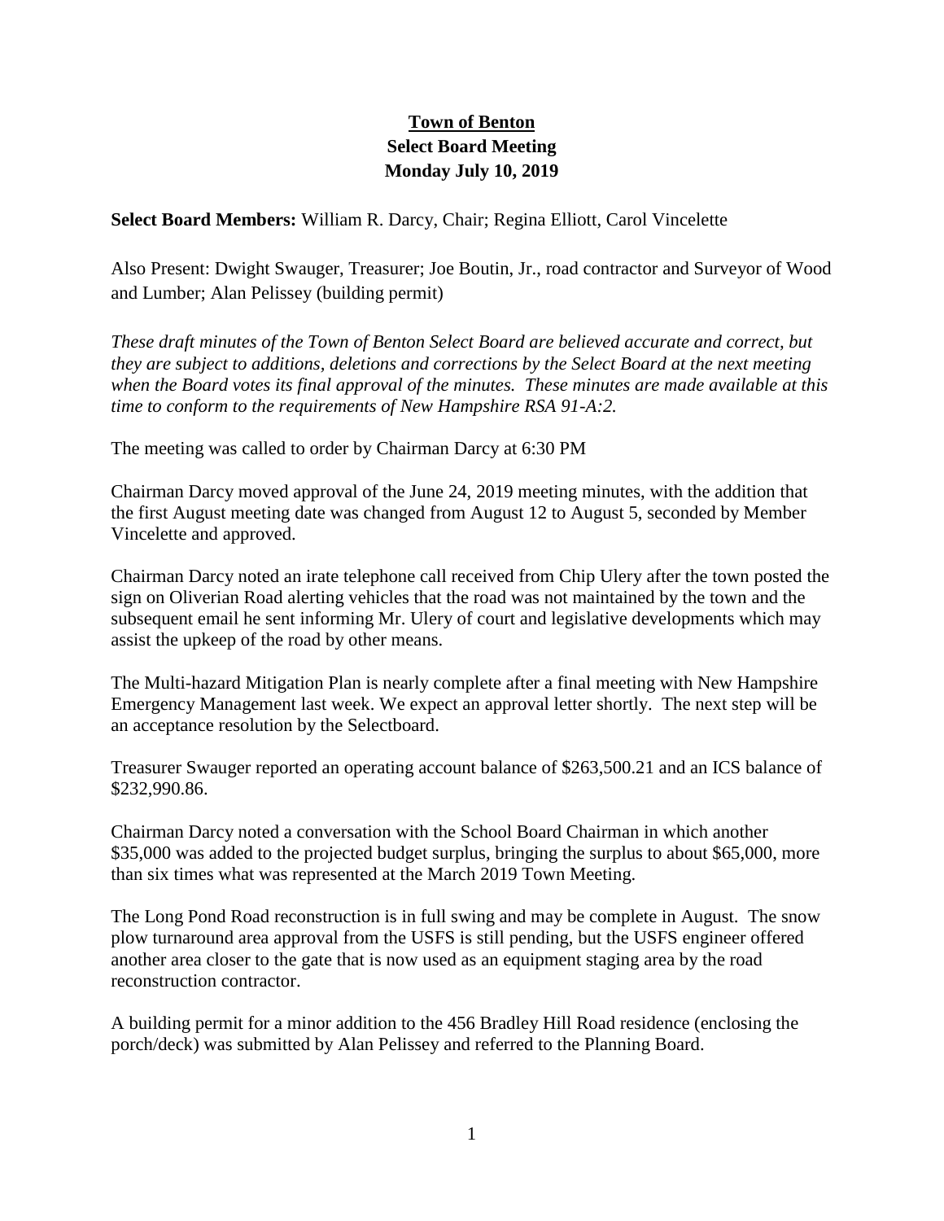**Town of Benton**
**Select Board Meeting**
**Monday July 10, 2019**

**Select Board Members:** William R. Darcy, Chair; Regina Elliott, Carol Vincelette

Also Present: Dwight Swauger, Treasurer; Joe Boutin, Jr., road contractor and Surveyor of Wood and Lumber; Alan Pelissey (building permit)

*These draft minutes of the Town of Benton Select Board are believed accurate and correct, but they are subject to additions, deletions and corrections by the Select Board at the next meeting when the Board votes its final approval of the minutes. These minutes are made available at this time to conform to the requirements of New Hampshire RSA 91-A:2.*

The meeting was called to order by Chairman Darcy at 6:30 PM

Chairman Darcy moved approval of the June 24, 2019 meeting minutes, with the addition that the first August meeting date was changed from August 12 to August 5, seconded by Member Vincelette and approved.

Chairman Darcy noted an irate telephone call received from Chip Ulery after the town posted the sign on Oliverian Road alerting vehicles that the road was not maintained by the town and the subsequent email he sent informing Mr. Ulery of court and legislative developments which may assist the upkeep of the road by other means.

The Multi-hazard Mitigation Plan is nearly complete after a final meeting with New Hampshire Emergency Management last week. We expect an approval letter shortly. The next step will be an acceptance resolution by the Selectboard.

Treasurer Swauger reported an operating account balance of $263,500.21 and an ICS balance of $232,990.86.

Chairman Darcy noted a conversation with the School Board Chairman in which another $35,000 was added to the projected budget surplus, bringing the surplus to about $65,000, more than six times what was represented at the March 2019 Town Meeting.

The Long Pond Road reconstruction is in full swing and may be complete in August. The snow plow turnaround area approval from the USFS is still pending, but the USFS engineer offered another area closer to the gate that is now used as an equipment staging area by the road reconstruction contractor.

A building permit for a minor addition to the 456 Bradley Hill Road residence (enclosing the porch/deck) was submitted by Alan Pelissey and referred to the Planning Board.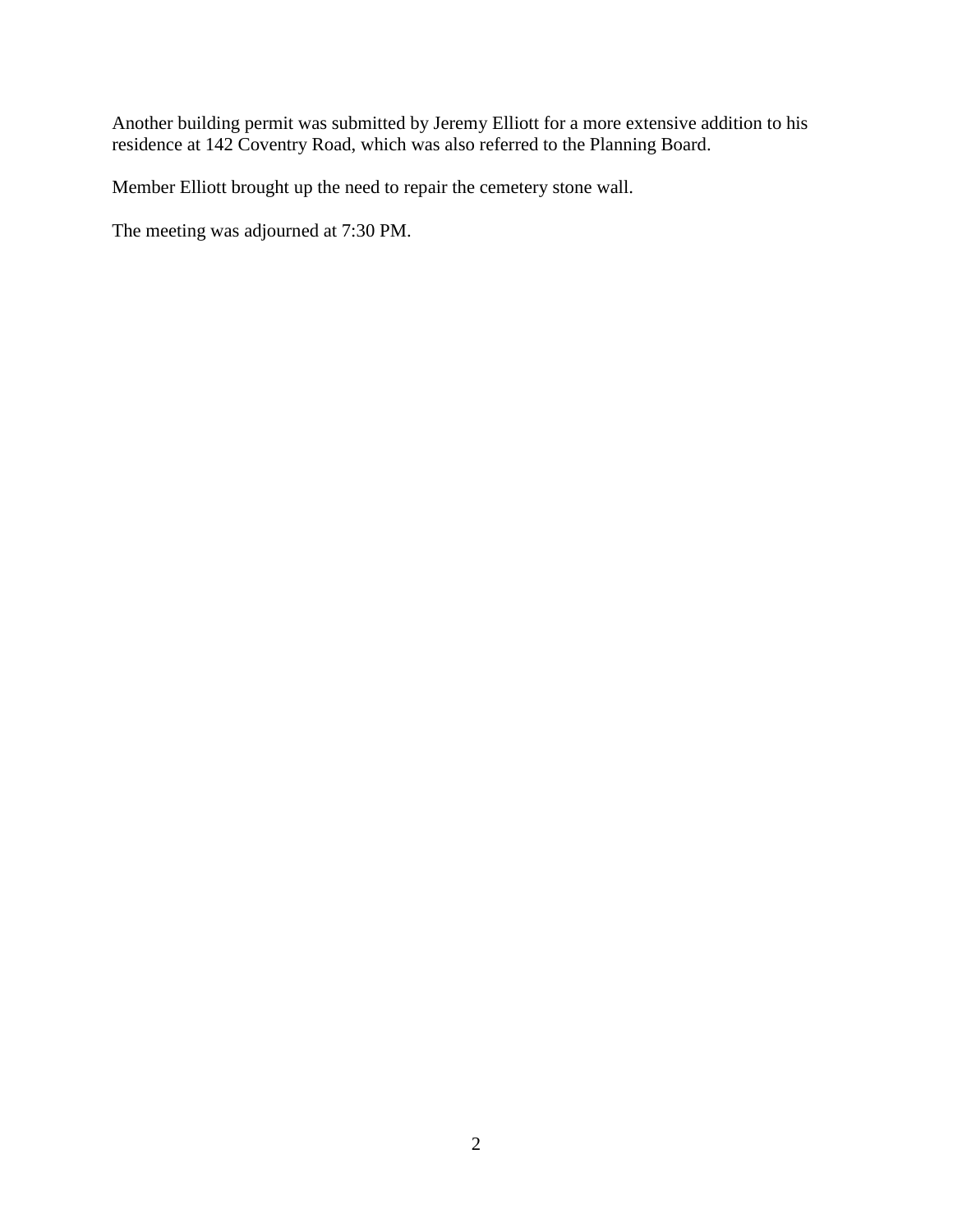Another building permit was submitted by Jeremy Elliott for a more extensive addition to his residence at 142 Coventry Road, which was also referred to the Planning Board.

Member Elliott brought up the need to repair the cemetery stone wall.

The meeting was adjourned at 7:30 PM.